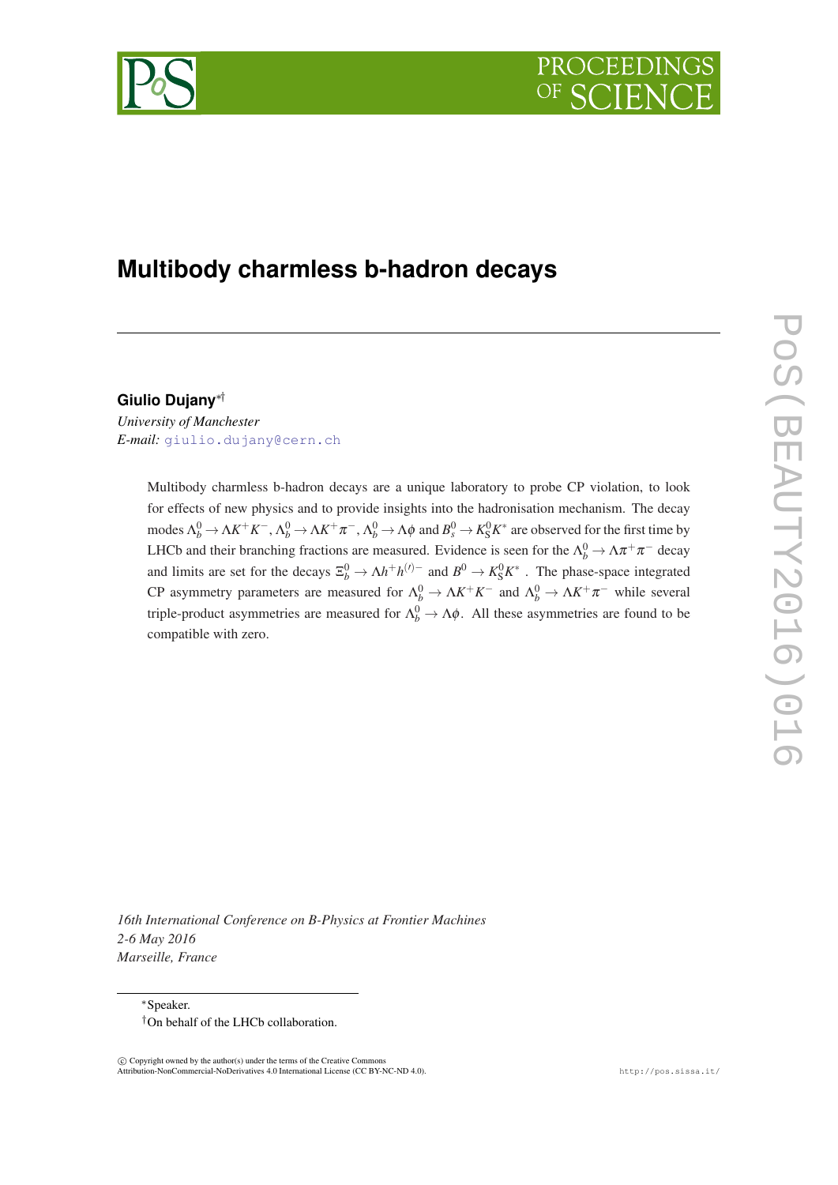# Multibody charmless b-hadron decays

**Giulio Dujany**[*†]

*University of Manchester*

*E-mail:* giulio.dujany@cern.ch

Multibody charmless b-hadron decays are a unique laboratory to probe CP violation, to look for effects of new physics and to provide insights into the hadronisation mechanism. The decay modes $\Lambda_b^0 \to \Lambda K^+ K^-$, $\Lambda_b^0 \to \Lambda K^+ \pi^-$, $\Lambda_b^0 \to \Lambda \phi$ and $B_s^0 \to K_S^0 K^*$ are observed for the first time by LHCb and their branching fractions are measured. Evidence is seen for the $\Lambda_b^0 \to \Lambda \pi^+ \pi^-$ decay and limits are set for the decays $\Xi_b^0 \to \Lambda h^+ h^{(\prime)-}$ and $B^0 \to K_S^0 K^*$. The phase-space integrated CP asymmetry parameters are measured for $\Lambda_b^0 \to \Lambda K^+ K^-$ and $\Lambda_b^0 \to \Lambda K^+ \pi^-$ while several triple-product asymmetries are measured for $\Lambda_b^0 \to \Lambda \phi$. All these asymmetries are found to be compatible with zero.

*16th International Conference on B-Physics at Frontier Machines*
*2-6 May 2016*
*Marseille, France*

---

*Speaker.

†On behalf of the LHCb collaboration.

© Copyright owned by the author(s) under the terms of the Creative Commons Attribution-NonCommercial-NoDerivatives 4.0 International License (CC BY-NC-ND 4.0).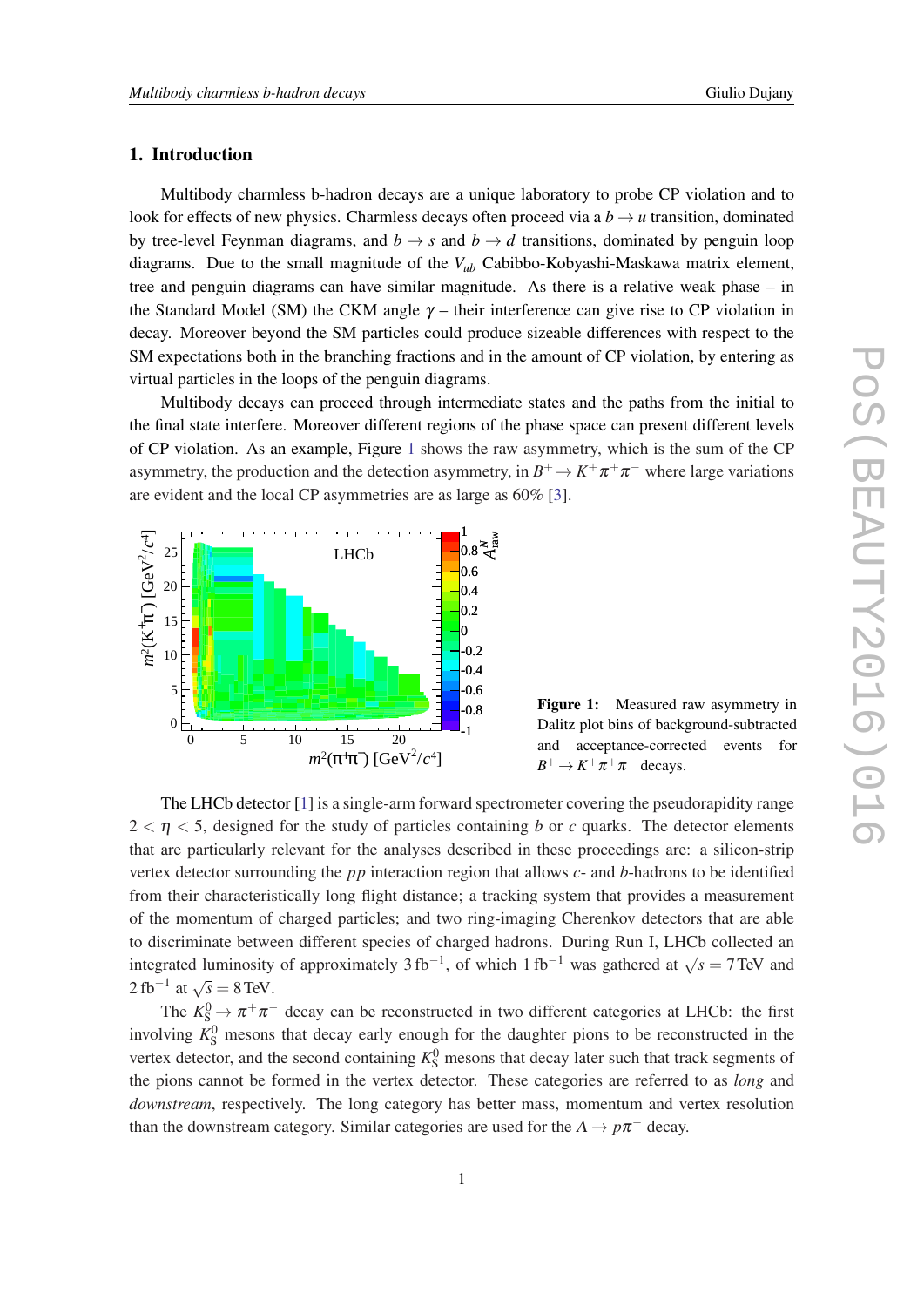## 1. Introduction

Multibody charmless b-hadron decays are a unique laboratory to probe CP violation and to look for effects of new physics. Charmless decays often proceed via a $b \to u$ transition, dominated by tree-level Feynman diagrams, and $b \to s$ and $b \to d$ transitions, dominated by penguin loop diagrams. Due to the small magnitude of the $V_{ub}$ Cabibbo-Kobayashi-Maskawa matrix element, tree and penguin diagrams can have similar magnitude. As there is a relative weak phase – in the Standard Model (SM) the CKM angle $\gamma$ – their interference can give rise to CP violation in decay. Moreover beyond the SM particles could produce sizeable differences with respect to the SM expectations both in the branching fractions and in the amount of CP violation, by entering as virtual particles in the loops of the penguin diagrams.

Multibody decays can proceed through intermediate states and the paths from the initial to the final state interfere. Moreover different regions of the phase space can present different levels of CP violation. As an example, Figure 1 shows the raw asymmetry, which is the sum of the CP asymmetry, the production and the detection asymmetry, in $B^+ \to K^+\pi^+\pi^-$ where large variations are evident and the local CP asymmetries are as large as 60% [3].

**Figure 1:** Measured raw asymmetry in Dalitz plot bins of background-subtracted and acceptance-corrected events for $B^+ \to K^+\pi^+\pi^-$ decays.

The LHCb detector [1] is a single-arm forward spectrometer covering the pseudorapidity range $2 < \eta < 5$, designed for the study of particles containing $b$ or $c$ quarks. The detector elements that are particularly relevant for the analyses described in these proceedings are: a silicon-strip vertex detector surrounding the $pp$ interaction region that allows $c$- and $b$-hadrons to be identified from their characteristically long flight distance; a tracking system that provides a measurement of the momentum of charged particles; and two ring-imaging Cherenkov detectors that are able to discriminate between different species of charged hadrons. During Run I, LHCb collected an integrated luminosity of approximately $3\,\text{fb}^{-1}$, of which $1\,\text{fb}^{-1}$ was gathered at $\sqrt{s} = 7\,\text{TeV}$ and $2\,\text{fb}^{-1}$ at $\sqrt{s} = 8\,\text{TeV}$.

The $K^0_S \to \pi^+\pi^-$ decay can be reconstructed in two different categories at LHCb: the first involving $K^0_S$ mesons that decay early enough for the daughter pions to be reconstructed in the vertex detector, and the second containing $K^0_S$ mesons that decay later such that track segments of the pions cannot be formed in the vertex detector. These categories are referred to as *long* and *downstream*, respectively. The long category has better mass, momentum and vertex resolution than the downstream category. Similar categories are used for the $\Lambda \to p\pi^-$ decay.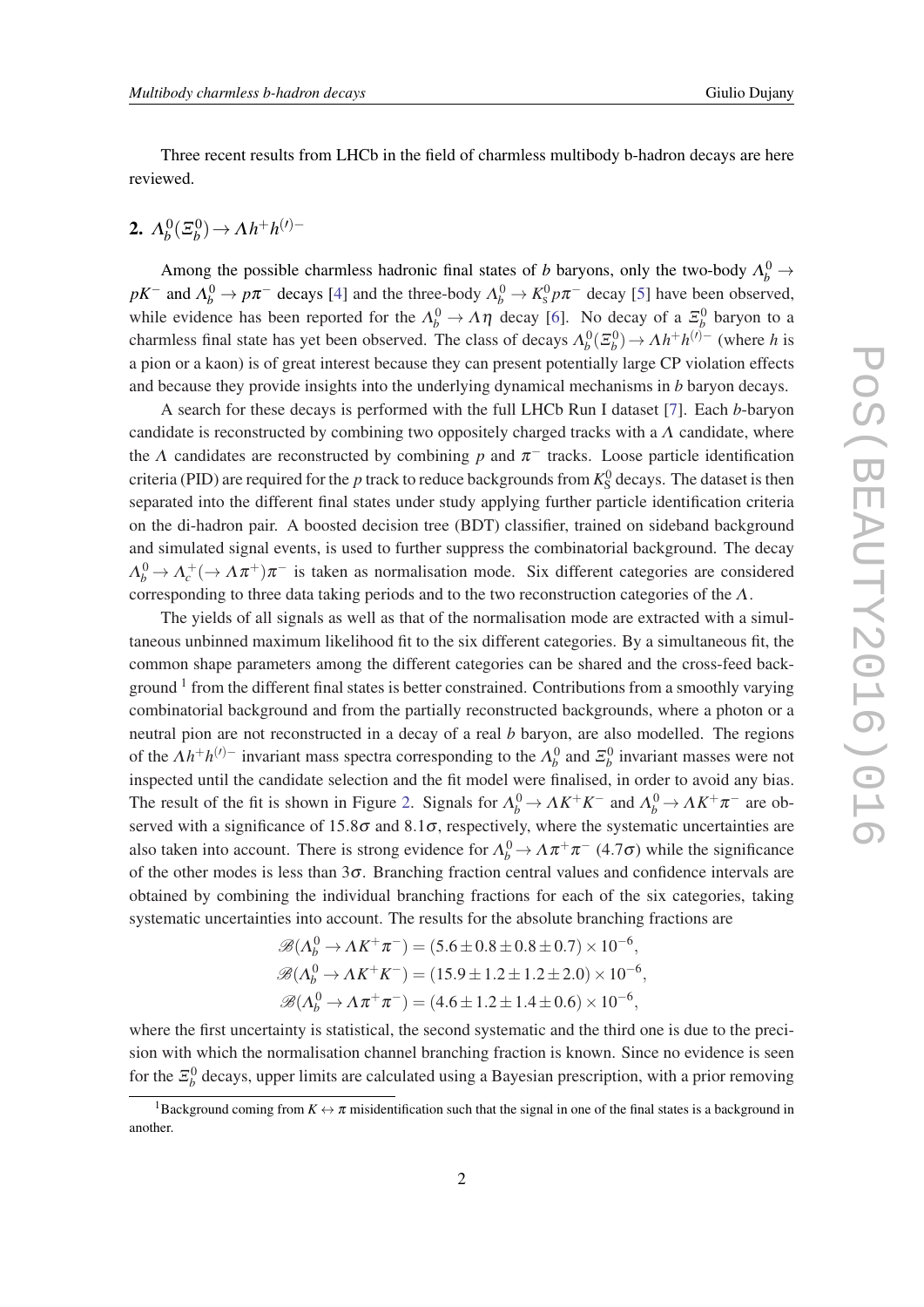Three recent results from LHCb in the field of charmless multibody b-hadron decays are here reviewed.

## 2. $\Lambda_b^0(\Xi_b^0) \to \Lambda h^+ h^{(\prime)-}$

Among the possible charmless hadronic final states of $b$ baryons, only the two-body $\Lambda_b^0 \to pK^-$ and $\Lambda_b^0 \to p\pi^-$ decays [4] and the three-body $\Lambda_b^0 \to K_S^0 p\pi^-$ decay [5] have been observed, while evidence has been reported for the $\Lambda_b^0 \to \Lambda\eta$ decay [6]. No decay of a $\Xi_b^0$ baryon to a charmless final state has yet been observed. The class of decays $\Lambda_b^0(\Xi_b^0) \to \Lambda h^+ h^{(\prime)-}$ (where $h$ is a pion or a kaon) is of great interest because they can present potentially large CP violation effects and because they provide insights into the underlying dynamical mechanisms in $b$ baryon decays.

A search for these decays is performed with the full LHCb Run I dataset [7]. Each $b$-baryon candidate is reconstructed by combining two oppositely charged tracks with a $\Lambda$ candidate, where the $\Lambda$ candidates are reconstructed by combining $p$ and $\pi^-$ tracks. Loose particle identification criteria (PID) are required for the $p$ track to reduce backgrounds from $K_S^0$ decays. The dataset is then separated into the different final states under study applying further particle identification criteria on the di-hadron pair. A boosted decision tree (BDT) classifier, trained on sideband background and simulated signal events, is used to further suppress the combinatorial background. The decay $\Lambda_b^0 \to \Lambda_c^+(\to \Lambda\pi^+)\pi^-$ is taken as normalisation mode. Six different categories are considered corresponding to three data taking periods and to the two reconstruction categories of the $\Lambda$.

The yields of all signals as well as that of the normalisation mode are extracted with a simultaneous unbinned maximum likelihood fit to the six different categories. By a simultaneous fit, the common shape parameters among the different categories can be shared and the cross-feed background [1] from the different final states is better constrained. Contributions from a smoothly varying combinatorial background and from the partially reconstructed backgrounds, where a photon or a neutral pion are not reconstructed in a decay of a real $b$ baryon, are also modelled. The regions of the $\Lambda h^+ h^{(\prime)-}$ invariant mass spectra corresponding to the $\Lambda_b^0$ and $\Xi_b^0$ invariant masses were not inspected until the candidate selection and the fit model were finalised, in order to avoid any bias. The result of the fit is shown in Figure 2. Signals for $\Lambda_b^0 \to \Lambda K^+K^-$ and $\Lambda_b^0 \to \Lambda K^+\pi^-$ are observed with a significance of $15.8\sigma$ and $8.1\sigma$, respectively, where the systematic uncertainties are also taken into account. There is strong evidence for $\Lambda_b^0 \to \Lambda\pi^+\pi^-$ ($4.7\sigma$) while the significance of the other modes is less than $3\sigma$. Branching fraction central values and confidence intervals are obtained by combining the individual branching fractions for each of the six categories, taking systematic uncertainties into account. The results for the absolute branching fractions are

$$\mathscr{B}(\Lambda_b^0 \to \Lambda K^+\pi^-) = (5.6 \pm 0.8 \pm 0.8 \pm 0.7) \times 10^{-6},$$
$$\mathscr{B}(\Lambda_b^0 \to \Lambda K^+K^-) = (15.9 \pm 1.2 \pm 1.2 \pm 2.0) \times 10^{-6},$$
$$\mathscr{B}(\Lambda_b^0 \to \Lambda\pi^+\pi^-) = (4.6 \pm 1.2 \pm 1.4 \pm 0.6) \times 10^{-6},$$

where the first uncertainty is statistical, the second systematic and the third one is due to the precision with which the normalisation channel branching fraction is known. Since no evidence is seen for the $\Xi_b^0$ decays, upper limits are calculated using a Bayesian prescription, with a prior removing

[1] Background coming from $K \leftrightarrow \pi$ misidentification such that the signal in one of the final states is a background in another.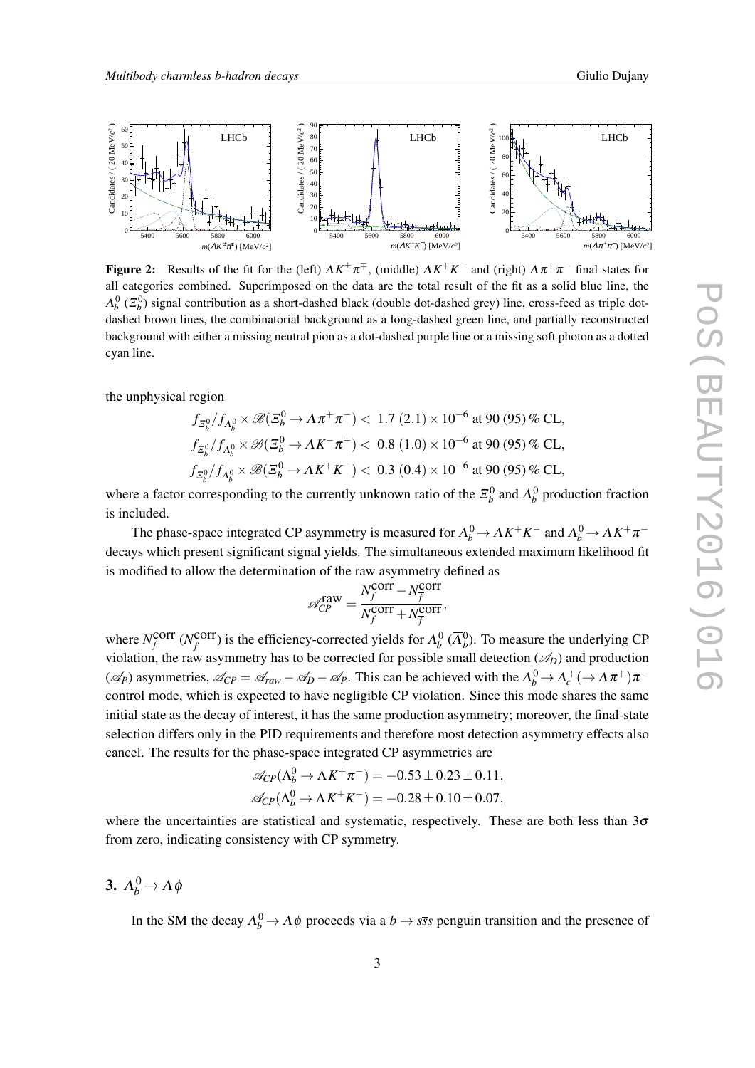**Figure 2:** Results of the fit for the (left) $\Lambda K^{\pm}\pi^{\mp}$, (middle) $\Lambda K^{+}K^{-}$ and (right) $\Lambda\pi^{+}\pi^{-}$ final states for all categories combined. Superimposed on the data are the total result of the fit as a solid blue line, the $\Lambda_b^0$ ($\Xi_b^0$) signal contribution as a short-dashed black (double dot-dashed grey) line, cross-feed as triple dot-dashed brown lines, the combinatorial background as a long-dashed green line, and partially reconstructed background with either a missing neutral pion as a dot-dashed purple line or a missing soft photon as a dotted cyan line.

the unphysical region

$$f_{\Xi_b^0}/f_{\Lambda_b^0} \times \mathscr{B}(\Xi_b^0 \to \Lambda\pi^+\pi^-) < \ 1.7\ (2.1) \times 10^{-6} \text{ at 90 (95) \% CL},$$
$$f_{\Xi_b^0}/f_{\Lambda_b^0} \times \mathscr{B}(\Xi_b^0 \to \Lambda K^-\pi^+) < \ 0.8\ (1.0) \times 10^{-6} \text{ at 90 (95) \% CL},$$
$$f_{\Xi_b^0}/f_{\Lambda_b^0} \times \mathscr{B}(\Xi_b^0 \to \Lambda K^+K^-) < \ 0.3\ (0.4) \times 10^{-6} \text{ at 90 (95) \% CL},$$

where a factor corresponding to the currently unknown ratio of the $\Xi_b^0$ and $\Lambda_b^0$ production fraction is included.

The phase-space integrated CP asymmetry is measured for $\Lambda_b^0 \to \Lambda K^+K^-$ and $\Lambda_b^0 \to \Lambda K^+\pi^-$ decays which present significant signal yields. The simultaneous extended maximum likelihood fit is modified to allow the determination of the raw asymmetry defined as

$$\mathscr{A}_{CP}^{\text{raw}} = \frac{N_f^{\text{corr}} - N_{\overline{f}}^{\text{corr}}}{N_f^{\text{corr}} + N_{\overline{f}}^{\text{corr}}},$$

where $N_f^{\text{corr}}$ ($N_{\overline{f}}^{\text{corr}}$) is the efficiency-corrected yields for $\Lambda_b^0$ ($\overline{\Lambda}_b^0$). To measure the underlying CP violation, the raw asymmetry has to be corrected for possible small detection ($\mathscr{A}_D$) and production ($\mathscr{A}_P$) asymmetries, $\mathscr{A}_{CP} = \mathscr{A}_{raw} - \mathscr{A}_D - \mathscr{A}_P$. This can be achieved with the $\Lambda_b^0 \to \Lambda_c^+(\to \Lambda\pi^+)\pi^-$ control mode, which is expected to have negligible CP violation. Since this mode shares the same initial state as the decay of interest, it has the same production asymmetry; moreover, the final-state selection differs only in the PID requirements and therefore most detection asymmetry effects also cancel. The results for the phase-space integrated CP asymmetries are

$$\mathscr{A}_{CP}(\Lambda_b^0 \to \Lambda K^+\pi^-) = -0.53 \pm 0.23 \pm 0.11,$$
$$\mathscr{A}_{CP}(\Lambda_b^0 \to \Lambda K^+K^-) = -0.28 \pm 0.10 \pm 0.07,$$

where the uncertainties are statistical and systematic, respectively. These are both less than $3\sigma$ from zero, indicating consistency with CP symmetry.

## 3. $\Lambda_b^0 \to \Lambda\phi$

In the SM the decay $\Lambda_b^0 \to \Lambda\phi$ proceeds via a $b \to s\bar{s}s$ penguin transition and the presence of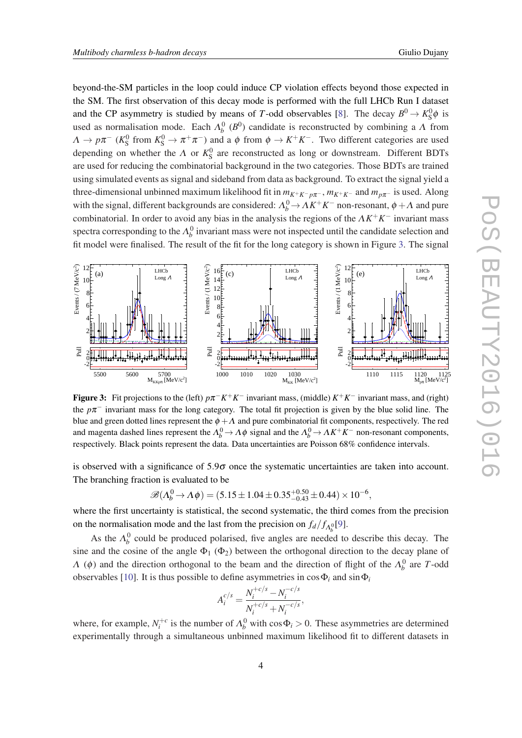beyond-the-SM particles in the loop could induce CP violation effects beyond those expected in the SM. The first observation of this decay mode is performed with the full LHCb Run I dataset and the CP asymmetry is studied by means of $T$-odd observables [8]. The decay $B^0 \to K^0_S\phi$ is used as normalisation mode. Each $\Lambda^0_b$ ($B^0$) candidate is reconstructed by combining a $\Lambda$ from $\Lambda \to p\pi^-$ ($K^0_S$ from $K^0_S \to \pi^+\pi^-$) and a $\phi$ from $\phi \to K^+K^-$. Two different categories are used depending on whether the $\Lambda$ or $K^0_S$ are reconstructed as long or downstream. Different BDTs are used for reducing the combinatorial background in the two categories. Those BDTs are trained using simulated events as signal and sideband from data as background. To extract the signal yield a three-dimensional unbinned maximum likelihood fit in $m_{K^+K^-p\pi^-}$, $m_{K^+K^-}$ and $m_{p\pi^-}$ is used. Along with the signal, different backgrounds are considered: $\Lambda^0_b \to \Lambda K^+K^-$ non-resonant, $\phi + \Lambda$ and pure combinatorial. In order to avoid any bias in the analysis the regions of the $\Lambda K^+K^-$ invariant mass spectra corresponding to the $\Lambda^0_b$ invariant mass were not inspected until the candidate selection and fit model were finalised. The result of the fit for the long category is shown in Figure 3. The signal

**Figure 3:** Fit projections to the (left) $p\pi^-K^+K^-$ invariant mass, (middle) $K^+K^-$ invariant mass, and (right) the $p\pi^-$ invariant mass for the long category. The total fit projection is given by the blue solid line. The blue and green dotted lines represent the $\phi + \Lambda$ and pure combinatorial fit components, respectively. The red and magenta dashed lines represent the $\Lambda^0_b \to \Lambda\phi$ signal and the $\Lambda^0_b \to \Lambda K^+K^-$ non-resonant components, respectively. Black points represent the data. Data uncertainties are Poisson 68% confidence intervals.

is observed with a significance of $5.9\sigma$ once the systematic uncertainties are taken into account. The branching fraction is evaluated to be

$$\mathscr{B}(\Lambda^0_b \to \Lambda\phi) = (5.15 \pm 1.04 \pm 0.35^{+0.50}_{-0.43} \pm 0.44) \times 10^{-6},$$

where the first uncertainty is statistical, the second systematic, the third comes from the precision on the normalisation mode and the last from the precision on $f_d/f_{\Lambda^0_b}$[9].

As the $\Lambda^0_b$ could be produced polarised, five angles are needed to describe this decay. The sine and the cosine of the angle $\Phi_1$ ($\Phi_2$) between the orthogonal direction to the decay plane of $\Lambda$ ($\phi$) and the direction orthogonal to the beam and the direction of flight of the $\Lambda^0_b$ are $T$-odd observables [10]. It is thus possible to define asymmetries in $\cos\Phi_i$ and $\sin\Phi_i$

$$A_i^{c/s} = \frac{N_i^{+c/s} - N_i^{-c/s}}{N_i^{+c/s} + N_i^{-c/s}},$$

where, for example, $N_i^{+c}$ is the number of $\Lambda^0_b$ with $\cos\Phi_i > 0$. These asymmetries are determined experimentally through a simultaneous unbinned maximum likelihood fit to different datasets in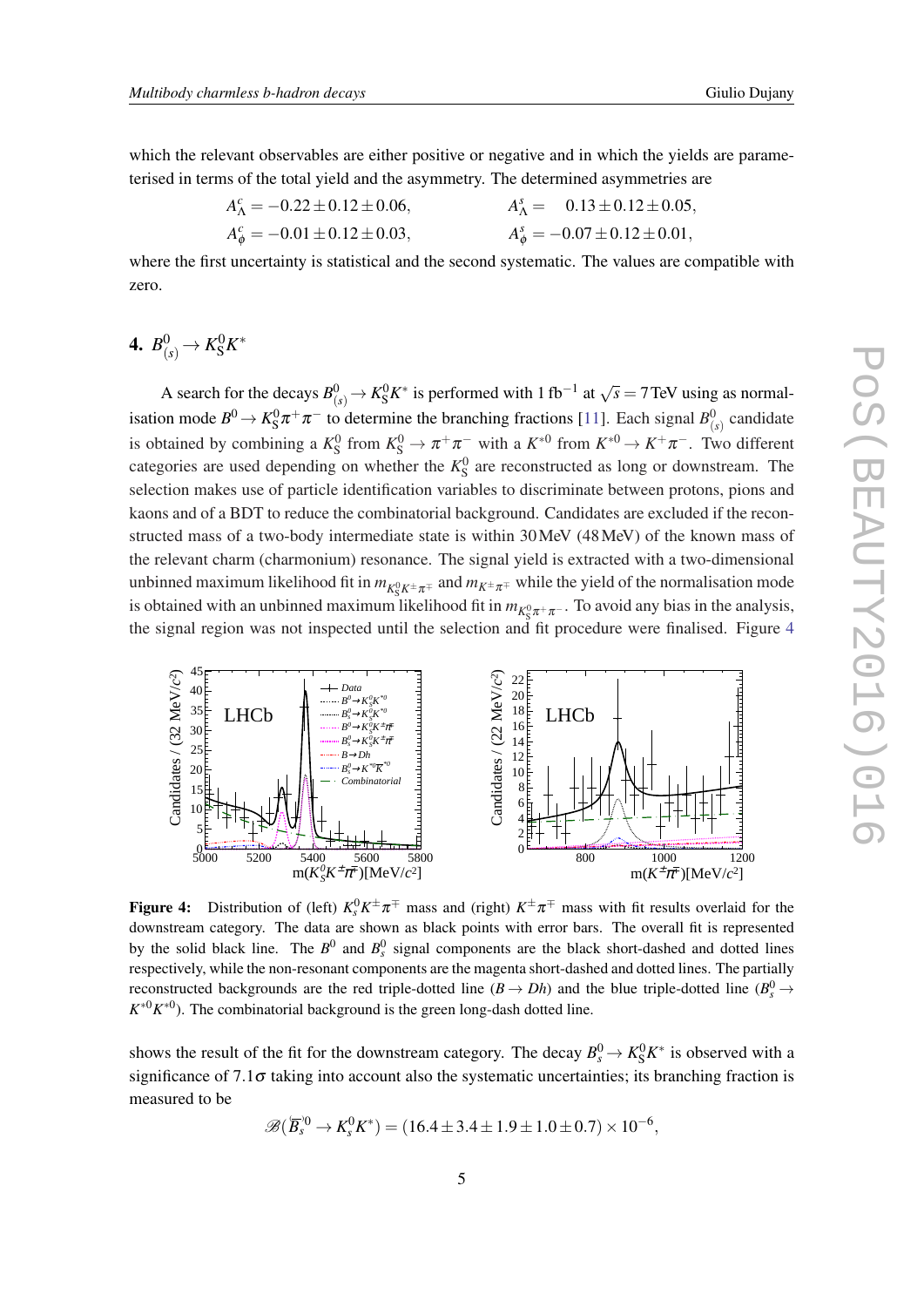which the relevant observables are either positive or negative and in which the yields are parameterised in terms of the total yield and the asymmetry. The determined asymmetries are

$$A^c_\Lambda = -0.22 \pm 0.12 \pm 0.06, \qquad A^s_\Lambda = \phantom{-}0.13 \pm 0.12 \pm 0.05,$$
$$A^c_\phi = -0.01 \pm 0.12 \pm 0.03, \qquad A^s_\phi = -0.07 \pm 0.12 \pm 0.01,$$

where the first uncertainty is statistical and the second systematic. The values are compatible with zero.

## 4. $B^0_{(s)} \to K^0_S K^*$

A search for the decays $B^0_{(s)} \to K^0_S K^*$ is performed with $1\,\text{fb}^{-1}$ at $\sqrt{s} = 7\,\text{TeV}$ using as normalisation mode $B^0 \to K^0_S \pi^+\pi^-$ to determine the branching fractions [11]. Each signal $B^0_{(s)}$ candidate is obtained by combining a $K^0_S$ from $K^0_S \to \pi^+\pi^-$ with a $K^{*0}$ from $K^{*0} \to K^+\pi^-$. Two different categories are used depending on whether the $K^0_S$ are reconstructed as long or downstream. The selection makes use of particle identification variables to discriminate between protons, pions and kaons and of a BDT to reduce the combinatorial background. Candidates are excluded if the reconstructed mass of a two-body intermediate state is within 30 MeV (48 MeV) of the known mass of the relevant charm (charmonium) resonance. The signal yield is extracted with a two-dimensional unbinned maximum likelihood fit in $m_{K^0_S K^\pm \pi^\mp}$ and $m_{K^\pm\pi^\mp}$ while the yield of the normalisation mode is obtained with an unbinned maximum likelihood fit in $m_{K^0_S \pi^+\pi^-}$. To avoid any bias in the analysis, the signal region was not inspected until the selection and fit procedure were finalised. Figure 4 shows the result of the fit for the downstream category. The decay $B^0_s \to K^0_S K^*$ is observed with a significance of $7.1\sigma$ taking into account also the systematic uncertainties; its branching fraction is measured to be

**Figure 4:** Distribution of (left) $K^0_s K^\pm \pi^\mp$ mass and (right) $K^\pm\pi^\mp$ mass with fit results overlaid for the downstream category. The data are shown as black points with error bars. The overall fit is represented by the solid black line. The $B^0$ and $B^0_s$ signal components are the black short-dashed and dotted lines respectively, while the non-resonant components are the magenta short-dashed and dotted lines. The partially reconstructed backgrounds are the red triple-dotted line ($B \to Dh$) and the blue triple-dotted line ($B^0_s \to K^{*0}\bar{K}^{*0}$). The combinatorial background is the green long-dash dotted line.

$$\mathscr{B}(\overset{(-)}{B}{}^0_s \to K^0_s K^*) = (16.4 \pm 3.4 \pm 1.9 \pm 1.0 \pm 0.7) \times 10^{-6},$$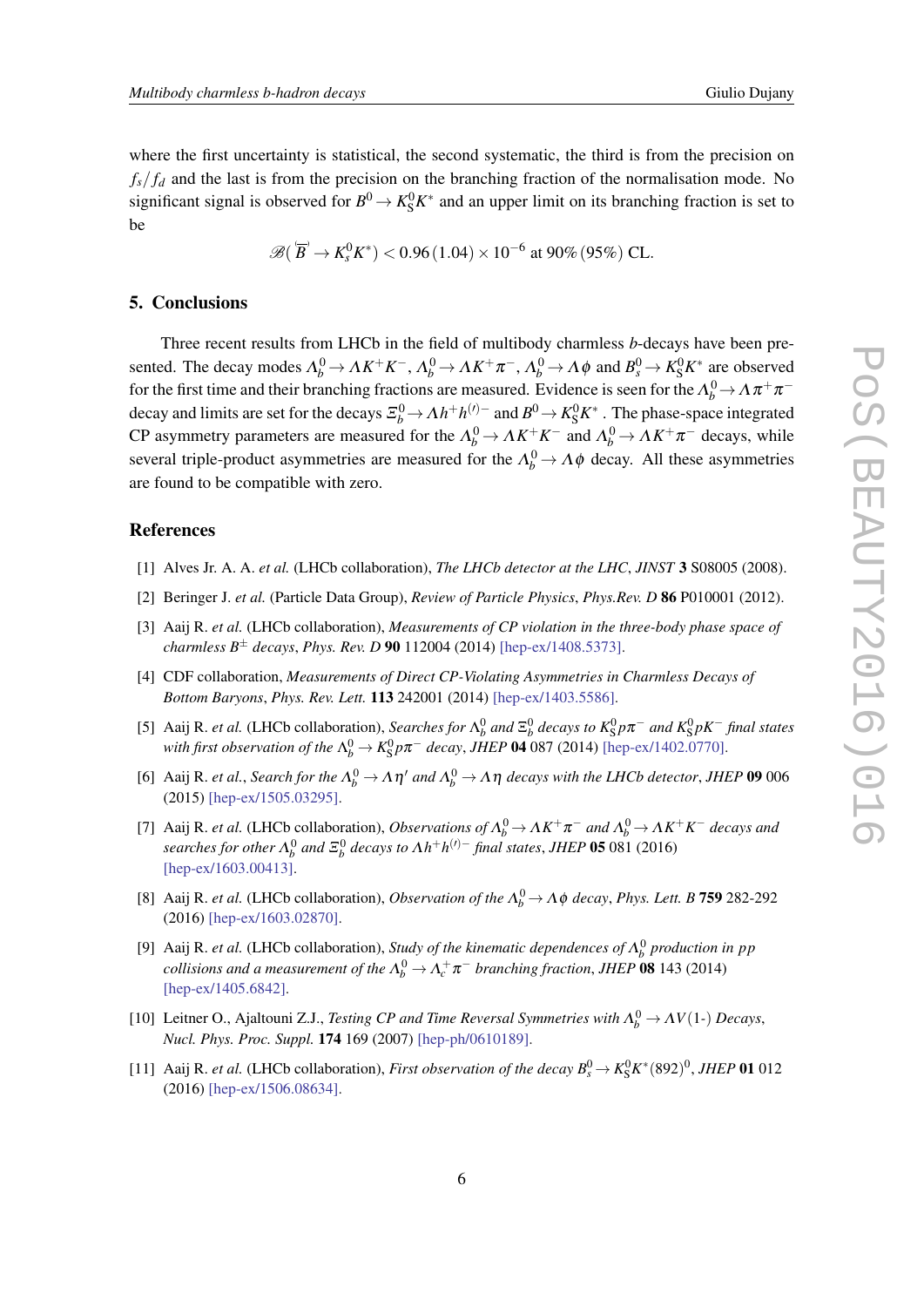where the first uncertainty is statistical, the second systematic, the third is from the precision on $f_s/f_d$ and the last is from the precision on the branching fraction of the normalisation mode. No significant signal is observed for $B^0 \to K^0_S K^*$ and an upper limit on its branching fraction is set to be

$$\mathscr{B}(\overset{(-)}{B} \to K^0_s K^*) < 0.96\,(1.04) \times 10^{-6} \text{ at } 90\%\,(95\%) \text{ CL.}$$

## 5. Conclusions

Three recent results from LHCb in the field of multibody charmless $b$-decays have been presented. The decay modes $\Lambda^0_b \to \Lambda K^+ K^-$, $\Lambda^0_b \to \Lambda K^+ \pi^-$, $\Lambda^0_b \to \Lambda \phi$ and $B^0_s \to K^0_S K^*$ are observed for the first time and their branching fractions are measured. Evidence is seen for the $\Lambda^0_b \to \Lambda \pi^+ \pi^-$ decay and limits are set for the decays $\Xi^0_b \to \Lambda h^+ h^{(\prime)-}$ and $B^0 \to K^0_S K^*$ . The phase-space integrated CP asymmetry parameters are measured for the $\Lambda^0_b \to \Lambda K^+ K^-$ and $\Lambda^0_b \to \Lambda K^+ \pi^-$ decays, while several triple-product asymmetries are measured for the $\Lambda^0_b \to \Lambda \phi$ decay. All these asymmetries are found to be compatible with zero.

## References

[1] Alves Jr. A. A. *et al.* (LHCb collaboration), *The LHCb detector at the LHC*, *JINST* **3** S08005 (2008).

[2] Beringer J. *et al.* (Particle Data Group), *Review of Particle Physics*, *Phys.Rev. D* **86** P010001 (2012).

[3] Aaij R. *et al.* (LHCb collaboration), *Measurements of CP violation in the three-body phase space of charmless $B^\pm$ decays*, *Phys. Rev. D* **90** 112004 (2014) [hep-ex/1408.5373].

[4] CDF collaboration, *Measurements of Direct CP-Violating Asymmetries in Charmless Decays of Bottom Baryons*, *Phys. Rev. Lett.* **113** 242001 (2014) [hep-ex/1403.5586].

[5] Aaij R. *et al.* (LHCb collaboration), *Searches for $\Lambda^0_b$ and $\Xi^0_b$ decays to $K^0_S p \pi^-$ and $K^0_S p K^-$ final states with first observation of the $\Lambda^0_b \to K^0_S p \pi^-$ decay*, *JHEP* **04** 087 (2014) [hep-ex/1402.0770].

[6] Aaij R. *et al.*, *Search for the $\Lambda^0_b \to \Lambda \eta'$ and $\Lambda^0_b \to \Lambda \eta$ decays with the LHCb detector*, *JHEP* **09** 006 (2015) [hep-ex/1505.03295].

[7] Aaij R. *et al.* (LHCb collaboration), *Observations of $\Lambda^0_b \to \Lambda K^+ \pi^-$ and $\Lambda^0_b \to \Lambda K^+ K^-$ decays and searches for other $\Lambda^0_b$ and $\Xi^0_b$ decays to $\Lambda h^+ h^{(\prime)-}$ final states*, *JHEP* **05** 081 (2016) [hep-ex/1603.00413].

[8] Aaij R. *et al.* (LHCb collaboration), *Observation of the $\Lambda^0_b \to \Lambda \phi$ decay*, *Phys. Lett. B* **759** 282-292 (2016) [hep-ex/1603.02870].

[9] Aaij R. *et al.* (LHCb collaboration), *Study of the kinematic dependences of $\Lambda^0_b$ production in pp collisions and a measurement of the $\Lambda^0_b \to \Lambda^+_c \pi^-$ branching fraction*, *JHEP* **08** 143 (2014) [hep-ex/1405.6842].

[10] Leitner O., Ajaltouni Z.J., *Testing CP and Time Reversal Symmetries with $\Lambda^0_b \to \Lambda V$(1-) Decays*, *Nucl. Phys. Proc. Suppl.* **174** 169 (2007) [hep-ph/0610189].

[11] Aaij R. *et al.* (LHCb collaboration), *First observation of the decay $B^0_s \to K^0_S K^*(892)^0$*, *JHEP* **01** 012 (2016) [hep-ex/1506.08634].